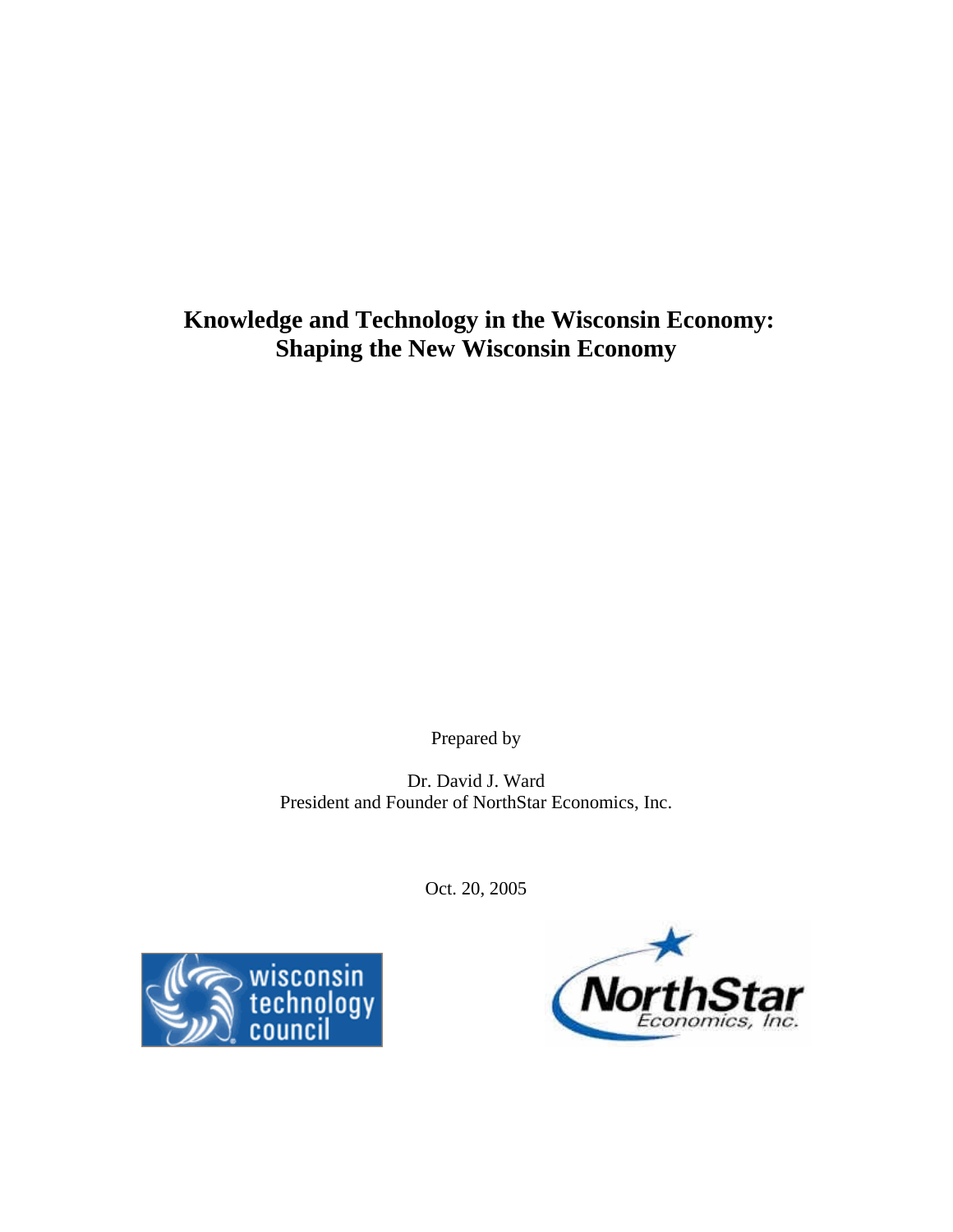# Knowledge and Technology in the Wisconsin Economy: Shaping the New Wisconsin Economy

Prepared by

Dr. David J. Ward
President and Founder of NorthStar Economics, Inc.

Oct. 20, 2005

wisconsin technology council

NorthStar Economics, Inc.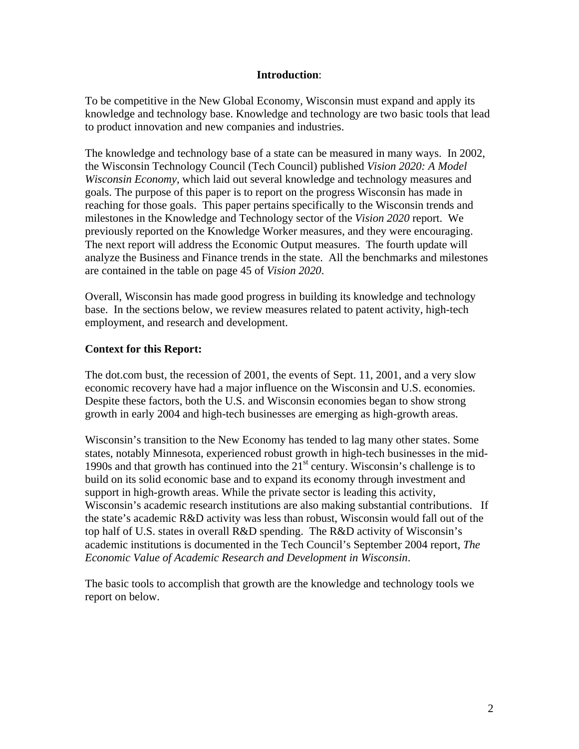## **Introduction**:

To be competitive in the New Global Economy, Wisconsin must expand and apply its knowledge and technology base. Knowledge and technology are two basic tools that lead to product innovation and new companies and industries.

The knowledge and technology base of a state can be measured in many ways. In 2002, the Wisconsin Technology Council (Tech Council) published *Vision 2020: A Model Wisconsin Economy,* which laid out several knowledge and technology measures and goals. The purpose of this paper is to report on the progress Wisconsin has made in reaching for those goals. This paper pertains specifically to the Wisconsin trends and milestones in the Knowledge and Technology sector of the *Vision 2020* report. We previously reported on the Knowledge Worker measures, and they were encouraging. The next report will address the Economic Output measures. The fourth update will analyze the Business and Finance trends in the state. All the benchmarks and milestones are contained in the table on page 45 of *Vision 2020*.

Overall, Wisconsin has made good progress in building its knowledge and technology base. In the sections below, we review measures related to patent activity, high-tech employment, and research and development.

### **Context for this Report:**

The dot.com bust, the recession of 2001, the events of Sept. 11, 2001, and a very slow economic recovery have had a major influence on the Wisconsin and U.S. economies. Despite these factors, both the U.S. and Wisconsin economies began to show strong growth in early 2004 and high-tech businesses are emerging as high-growth areas.

Wisconsin's transition to the New Economy has tended to lag many other states. Some states, notably Minnesota, experienced robust growth in high-tech businesses in the mid-1990s and that growth has continued into the 21st century. Wisconsin's challenge is to build on its solid economic base and to expand its economy through investment and support in high-growth areas. While the private sector is leading this activity, Wisconsin's academic research institutions are also making substantial contributions. If the state's academic R&D activity was less than robust, Wisconsin would fall out of the top half of U.S. states in overall R&D spending. The R&D activity of Wisconsin's academic institutions is documented in the Tech Council's September 2004 report, *The Economic Value of Academic Research and Development in Wisconsin*.

The basic tools to accomplish that growth are the knowledge and technology tools we report on below.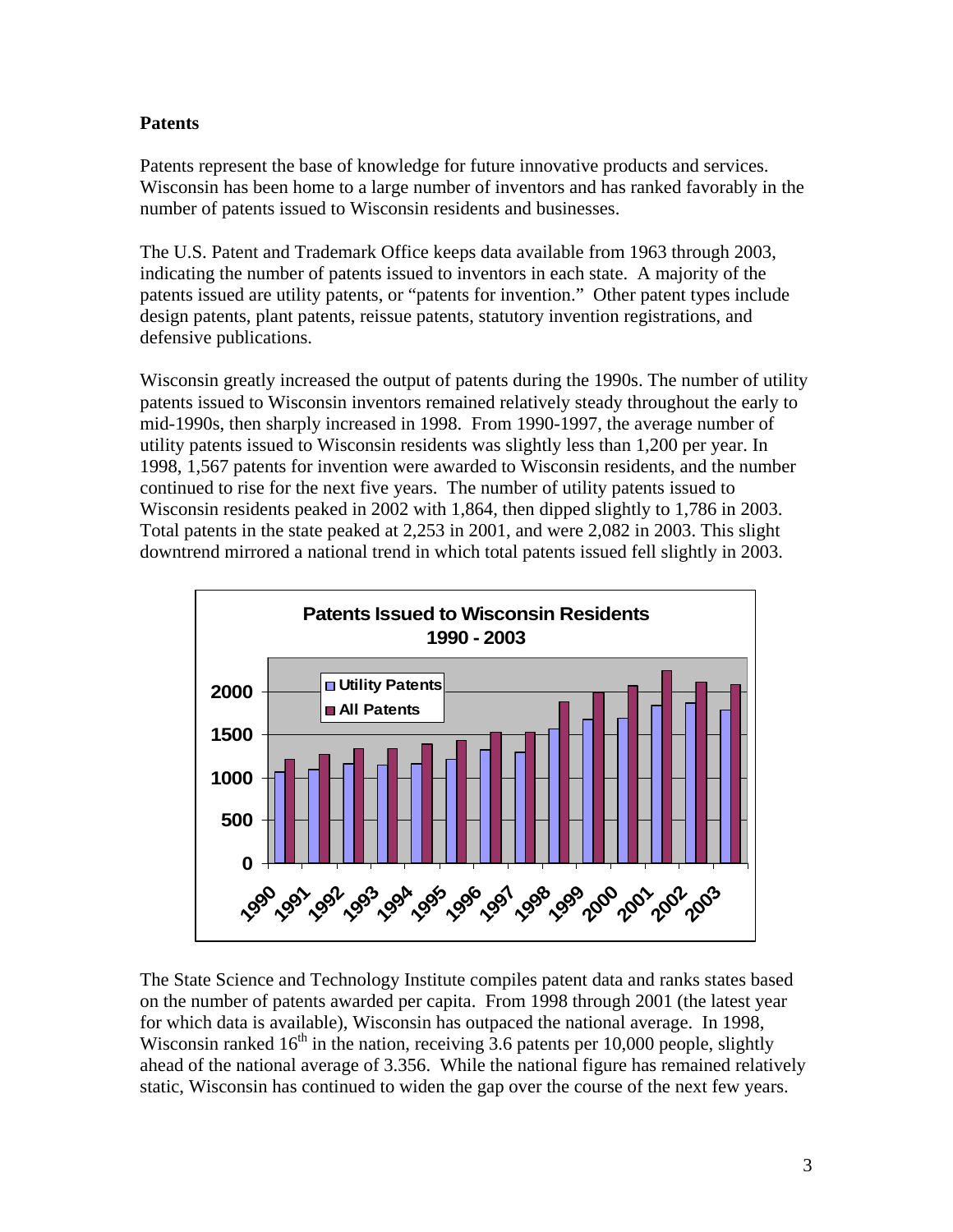**Patents**

Patents represent the base of knowledge for future innovative products and services. Wisconsin has been home to a large number of inventors and has ranked favorably in the number of patents issued to Wisconsin residents and businesses.

The U.S. Patent and Trademark Office keeps data available from 1963 through 2003, indicating the number of patents issued to inventors in each state. A majority of the patents issued are utility patents, or "patents for invention." Other patent types include design patents, plant patents, reissue patents, statutory invention registrations, and defensive publications.

Wisconsin greatly increased the output of patents during the 1990s. The number of utility patents issued to Wisconsin inventors remained relatively steady throughout the early to mid-1990s, then sharply increased in 1998. From 1990-1997, the average number of utility patents issued to Wisconsin residents was slightly less than 1,200 per year. In 1998, 1,567 patents for invention were awarded to Wisconsin residents, and the number continued to rise for the next five years. The number of utility patents issued to Wisconsin residents peaked in 2002 with 1,864, then dipped slightly to 1,786 in 2003. Total patents in the state peaked at 2,253 in 2001, and were 2,082 in 2003. This slight downtrend mirrored a national trend in which total patents issued fell slightly in 2003.

**Patents Issued to Wisconsin Residents 1990 - 2003**

The State Science and Technology Institute compiles patent data and ranks states based on the number of patents awarded per capita. From 1998 through 2001 (the latest year for which data is available), Wisconsin has outpaced the national average. In 1998, Wisconsin ranked 16th in the nation, receiving 3.6 patents per 10,000 people, slightly ahead of the national average of 3.356. While the national figure has remained relatively static, Wisconsin has continued to widen the gap over the course of the next few years.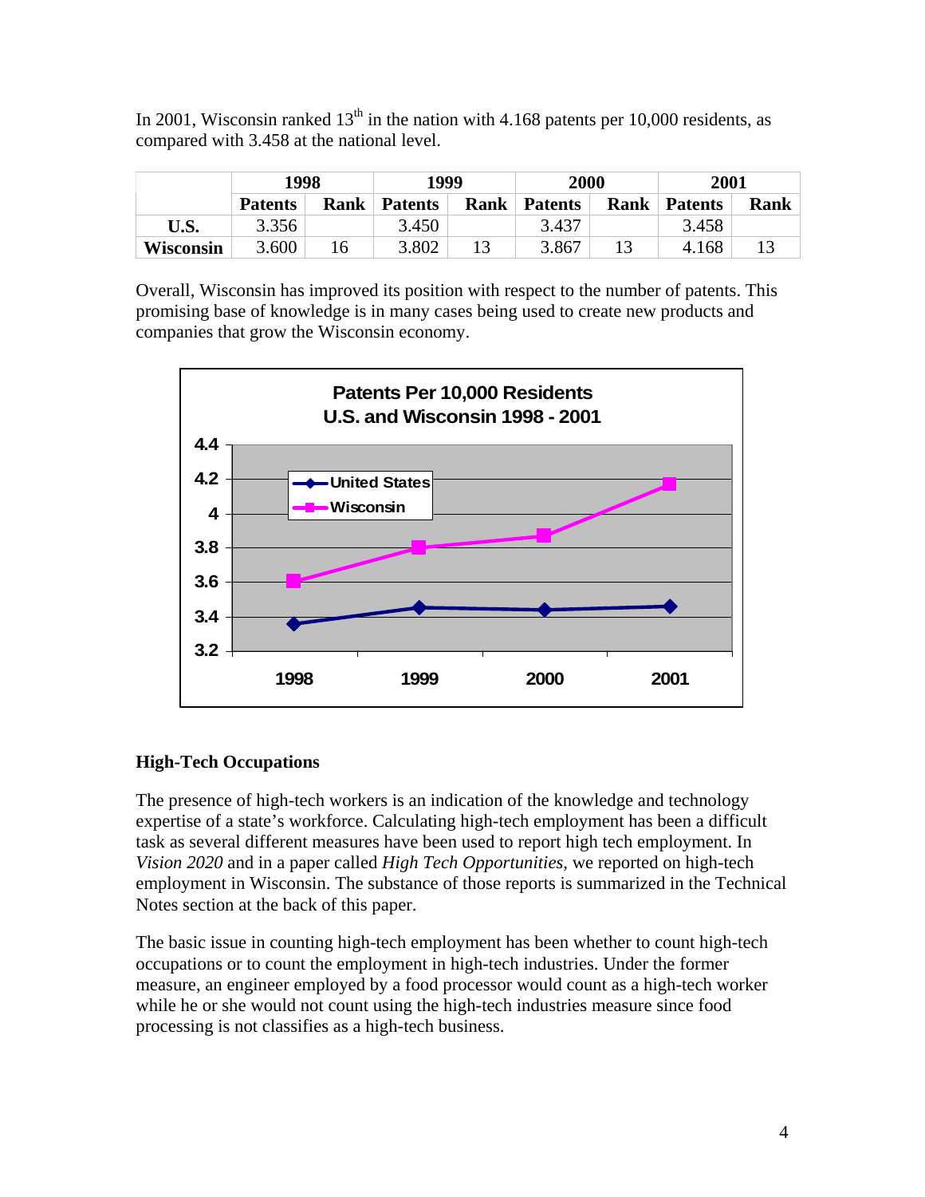In 2001, Wisconsin ranked 13th in the nation with 4.168 patents per 10,000 residents, as compared with 3.458 at the national level.

| | 1998 | | 1999 | | 2000 | | 2001 | |
|---|---|---|---|---|---|---|---|---|
| | **Patents** | **Rank** | **Patents** | **Rank** | **Patents** | **Rank** | **Patents** | **Rank** |
| **U.S.** | 3.356 | | 3.450 | | 3.437 | | 3.458 | |
| **Wisconsin** | 3.600 | 16 | 3.802 | 13 | 3.867 | 13 | 4.168 | 13 |

Overall, Wisconsin has improved its position with respect to the number of patents. This promising base of knowledge is in many cases being used to create new products and companies that grow the Wisconsin economy.

**Patents Per 10,000 Residents**
**U.S. and Wisconsin 1998 - 2001**

### High-Tech Occupations

The presence of high-tech workers is an indication of the knowledge and technology expertise of a state's workforce. Calculating high-tech employment has been a difficult task as several different measures have been used to report high tech employment. In *Vision 2020* and in a paper called *High Tech Opportunities*, we reported on high-tech employment in Wisconsin. The substance of those reports is summarized in the Technical Notes section at the back of this paper.

The basic issue in counting high-tech employment has been whether to count high-tech occupations or to count the employment in high-tech industries. Under the former measure, an engineer employed by a food processor would count as a high-tech worker while he or she would not count using the high-tech industries measure since food processing is not classifies as a high-tech business.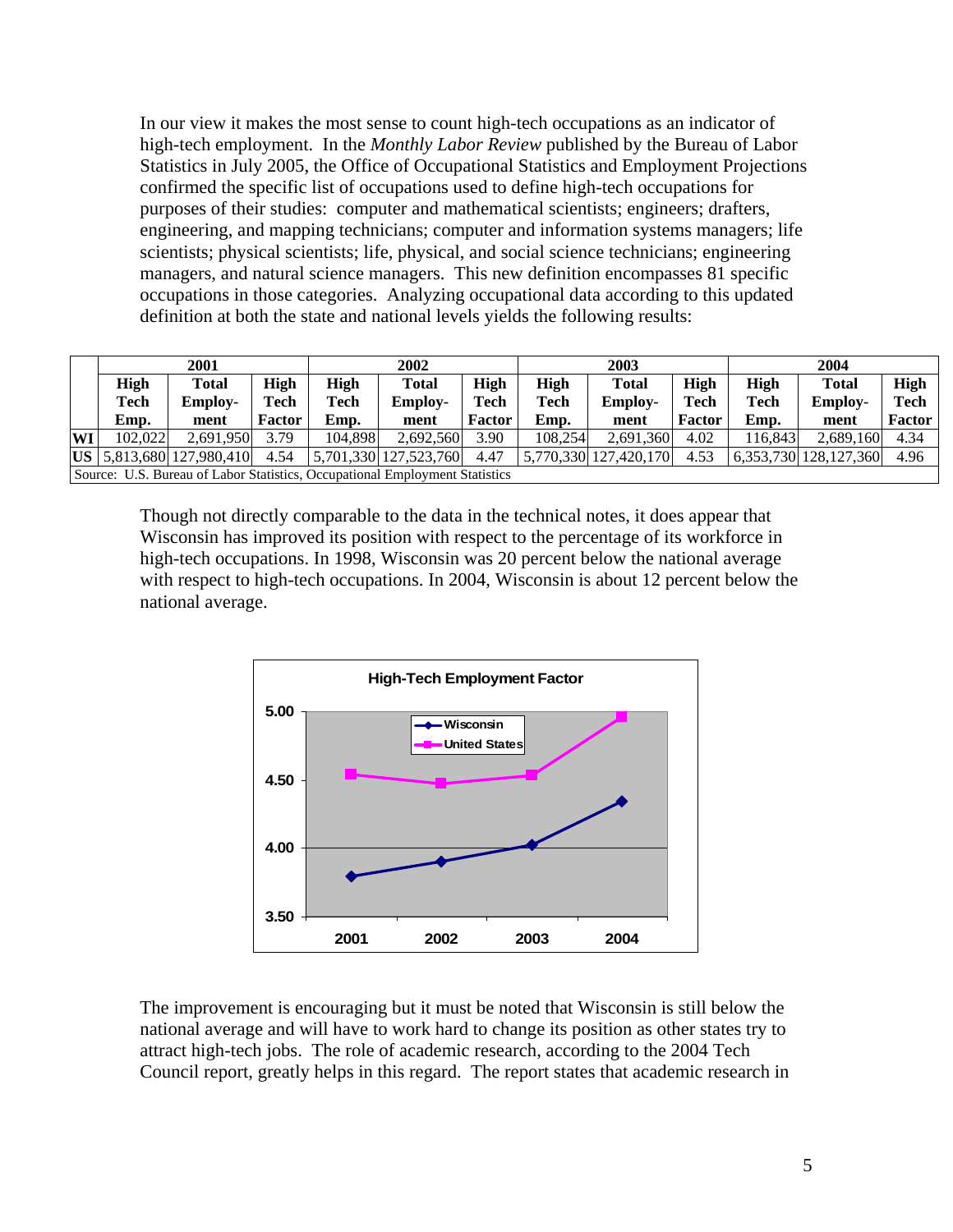In our view it makes the most sense to count high-tech occupations as an indicator of high-tech employment. In the *Monthly Labor Review* published by the Bureau of Labor Statistics in July 2005, the Office of Occupational Statistics and Employment Projections confirmed the specific list of occupations used to define high-tech occupations for purposes of their studies: computer and mathematical scientists; engineers; drafters, engineering, and mapping technicians; computer and information systems managers; life scientists; physical scientists; life, physical, and social science technicians; engineering managers, and natural science managers. This new definition encompasses 81 specific occupations in those categories. Analyzing occupational data according to this updated definition at both the state and national levels yields the following results:

| | 2001 | | | 2002 | | | 2003 | | | 2004 | | |
|---|---|---|---|---|---|---|---|---|---|---|---|---|
| | High Tech Emp. | Total Employ-ment | High Tech Factor | High Tech Emp. | Total Employ-ment | High Tech Factor | High Tech Emp. | Total Employ-ment | High Tech Factor | High Tech Emp. | Total Employ-ment | High Tech Factor |
| WI | 102,022 | 2,691,950 | 3.79 | 104,898 | 2,692,560 | 3.90 | 108,254 | 2,691,360 | 4.02 | 116,843 | 2,689,160 | 4.34 |
| US | 5,813,680 | 127,980,410 | 4.54 | 5,701,330 | 127,523,760 | 4.47 | 5,770,330 | 127,420,170 | 4.53 | 6,353,730 | 128,127,360 | 4.96 |

Source: U.S. Bureau of Labor Statistics, Occupational Employment Statistics

Though not directly comparable to the data in the technical notes, it does appear that Wisconsin has improved its position with respect to the percentage of its workforce in high-tech occupations. In 1998, Wisconsin was 20 percent below the national average with respect to high-tech occupations. In 2004, Wisconsin is about 12 percent below the national average.

**High-Tech Employment Factor**

| | 2001 | 2002 | 2003 | 2004 |
|---|---|---|---|---|
| Wisconsin | 3.79 | 3.90 | 4.02 | 4.34 |
| United States | 4.54 | 4.47 | 4.53 | 4.96 |

The improvement is encouraging but it must be noted that Wisconsin is still below the national average and will have to work hard to change its position as other states try to attract high-tech jobs. The role of academic research, according to the 2004 Tech Council report, greatly helps in this regard. The report states that academic research in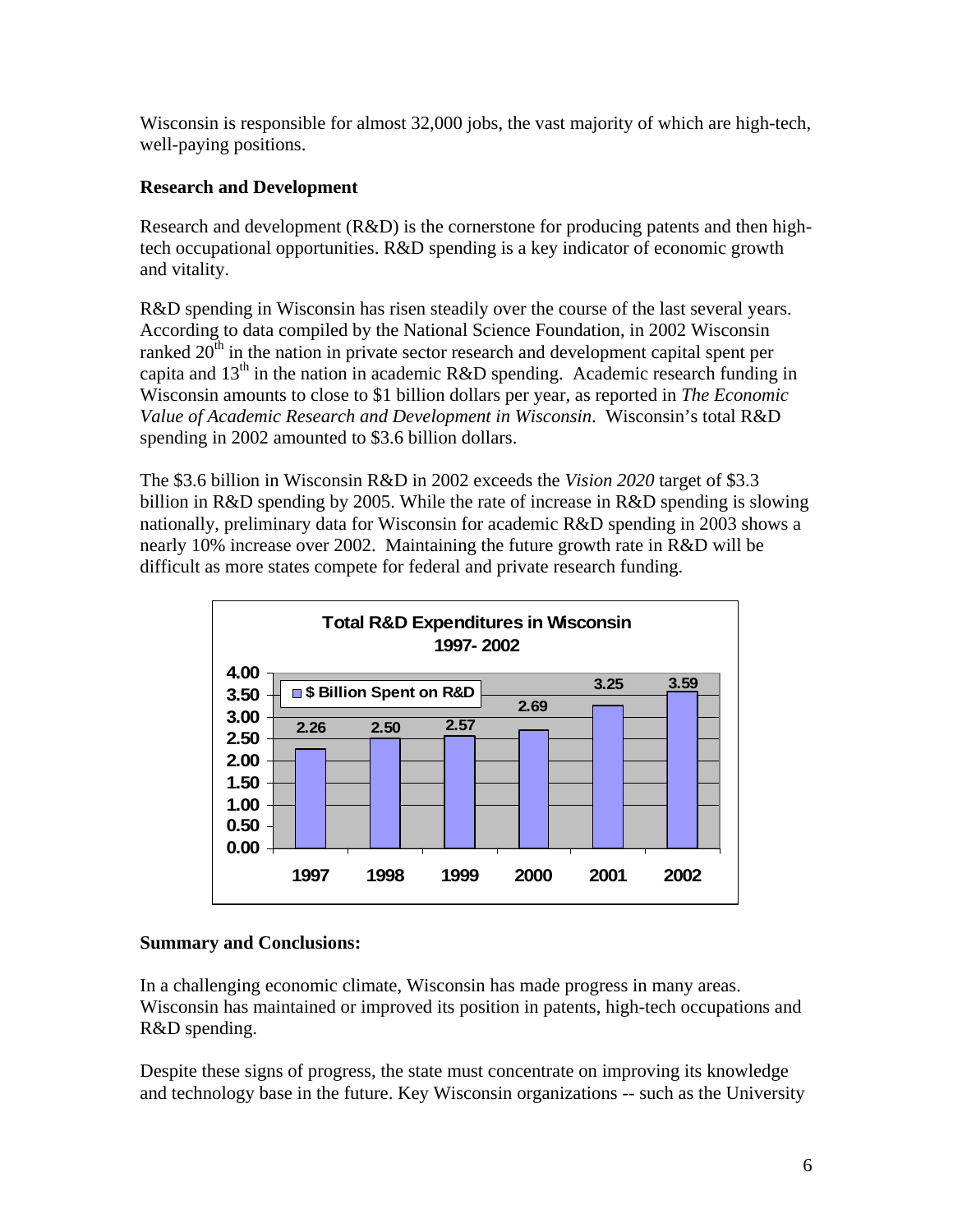Wisconsin is responsible for almost 32,000 jobs, the vast majority of which are high-tech, well-paying positions.

**Research and Development**

Research and development (R&D) is the cornerstone for producing patents and then high-tech occupational opportunities. R&D spending is a key indicator of economic growth and vitality.

R&D spending in Wisconsin has risen steadily over the course of the last several years. According to data compiled by the National Science Foundation, in 2002 Wisconsin ranked 20th in the nation in private sector research and development capital spent per capita and 13th in the nation in academic R&D spending. Academic research funding in Wisconsin amounts to close to $1 billion dollars per year, as reported in *The Economic Value of Academic Research and Development in Wisconsin*. Wisconsin's total R&D spending in 2002 amounted to $3.6 billion dollars.

The $3.6 billion in Wisconsin R&D in 2002 exceeds the *Vision 2020* target of $3.3 billion in R&D spending by 2005. While the rate of increase in R&D spending is slowing nationally, preliminary data for Wisconsin for academic R&D spending in 2003 shows a nearly 10% increase over 2002. Maintaining the future growth rate in R&D will be difficult as more states compete for federal and private research funding.

**Total R&D Expenditures in Wisconsin 1997- 2002**

| Year | $ Billion Spent on R&D |
|---|---|
| 1997 | 2.26 |
| 1998 | 2.50 |
| 1999 | 2.57 |
| 2000 | 2.69 |
| 2001 | 3.25 |
| 2002 | 3.59 |

**Summary and Conclusions:**

In a challenging economic climate, Wisconsin has made progress in many areas. Wisconsin has maintained or improved its position in patents, high-tech occupations and R&D spending.

Despite these signs of progress, the state must concentrate on improving its knowledge and technology base in the future. Key Wisconsin organizations -- such as the University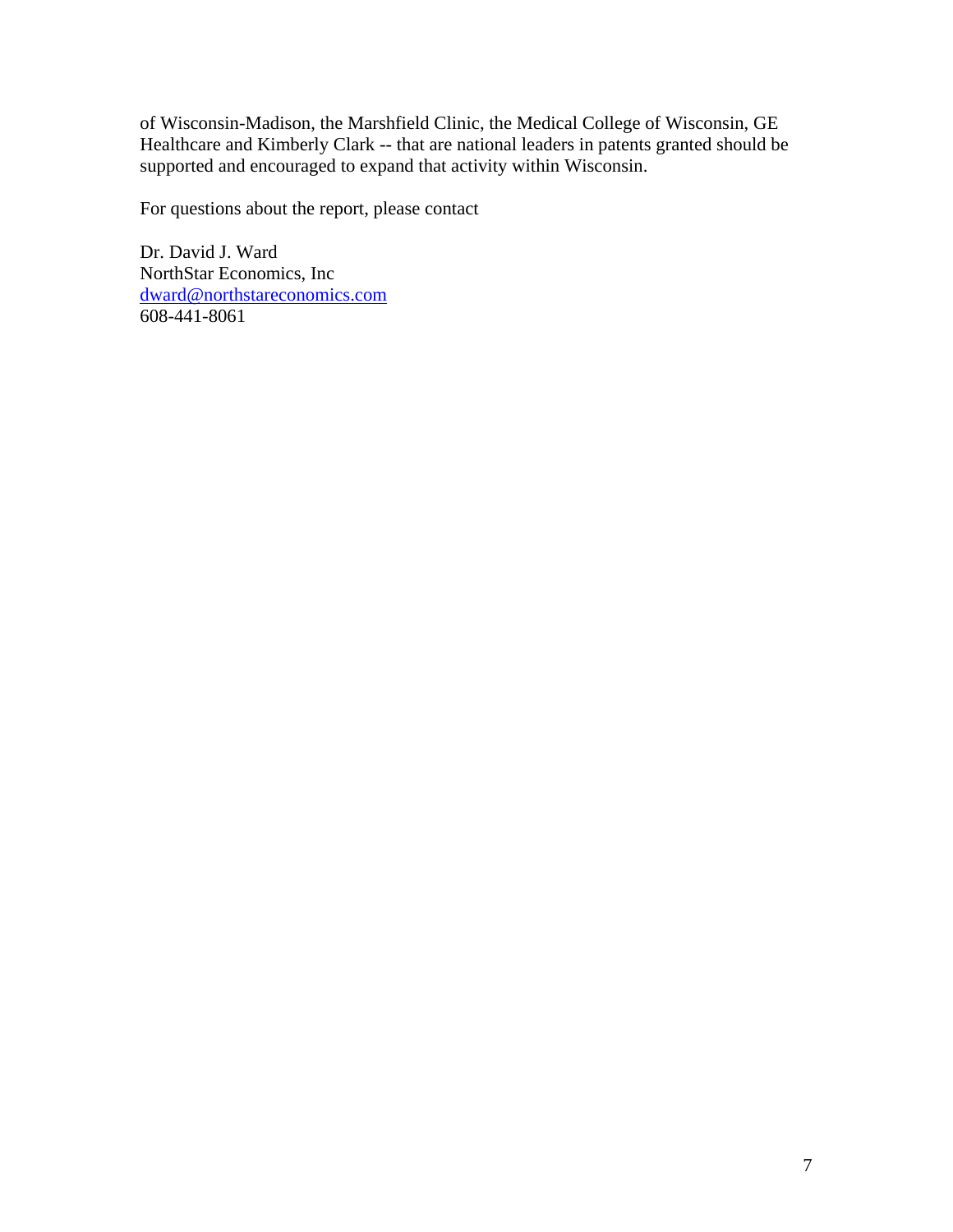of Wisconsin-Madison, the Marshfield Clinic, the Medical College of Wisconsin, GE Healthcare and Kimberly Clark -- that are national leaders in patents granted should be supported and encouraged to expand that activity within Wisconsin.

For questions about the report, please contact

Dr. David J. Ward  
NorthStar Economics, Inc  
dward@northstareconomics.com  
608-441-8061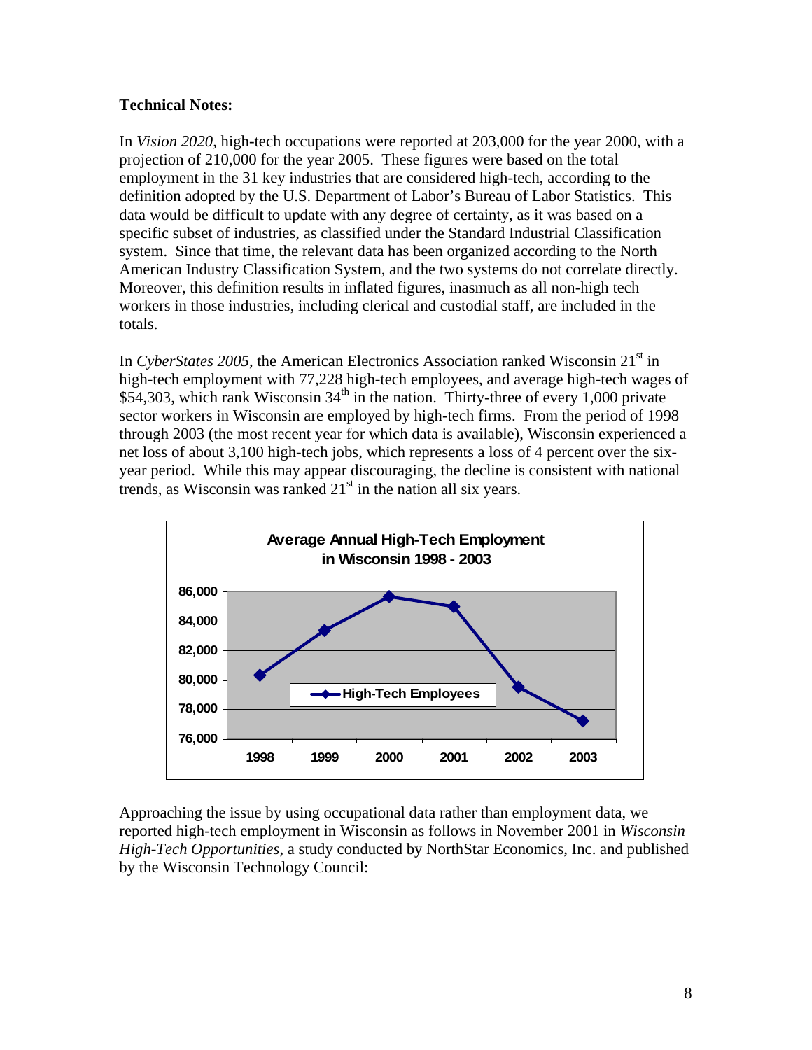**Technical Notes:**

In *Vision 2020*, high-tech occupations were reported at 203,000 for the year 2000, with a projection of 210,000 for the year 2005. These figures were based on the total employment in the 31 key industries that are considered high-tech, according to the definition adopted by the U.S. Department of Labor's Bureau of Labor Statistics. This data would be difficult to update with any degree of certainty, as it was based on a specific subset of industries, as classified under the Standard Industrial Classification system. Since that time, the relevant data has been organized according to the North American Industry Classification System, and the two systems do not correlate directly. Moreover, this definition results in inflated figures, inasmuch as all non-high tech workers in those industries, including clerical and custodial staff, are included in the totals.

In *CyberStates 2005*, the American Electronics Association ranked Wisconsin 21st in high-tech employment with 77,228 high-tech employees, and average high-tech wages of $54,303, which rank Wisconsin 34th in the nation. Thirty-three of every 1,000 private sector workers in Wisconsin are employed by high-tech firms. From the period of 1998 through 2003 (the most recent year for which data is available), Wisconsin experienced a net loss of about 3,100 high-tech jobs, which represents a loss of 4 percent over the six-year period. While this may appear discouraging, the decline is consistent with national trends, as Wisconsin was ranked 21st in the nation all six years.

**Average Annual High-Tech Employment in Wisconsin 1998 - 2003**

Approaching the issue by using occupational data rather than employment data, we reported high-tech employment in Wisconsin as follows in November 2001 in *Wisconsin High-Tech Opportunities*, a study conducted by NorthStar Economics, Inc. and published by the Wisconsin Technology Council: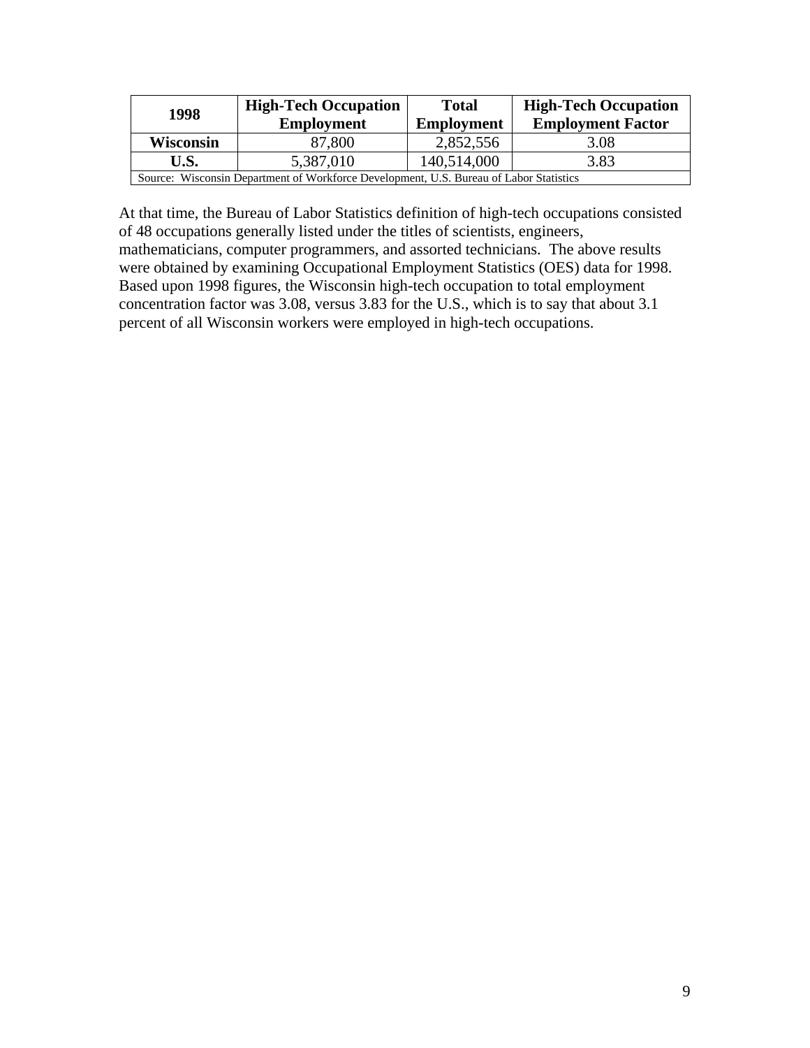| 1998 | High-Tech Occupation Employment | Total Employment | High-Tech Occupation Employment Factor |
|---|---|---|---|
| **Wisconsin** | 87,800 | 2,852,556 | 3.08 |
| **U.S.** | 5,387,010 | 140,514,000 | 3.83 |
| Source: Wisconsin Department of Workforce Development, U.S. Bureau of Labor Statistics | | | |

At that time, the Bureau of Labor Statistics definition of high-tech occupations consisted of 48 occupations generally listed under the titles of scientists, engineers, mathematicians, computer programmers, and assorted technicians. The above results were obtained by examining Occupational Employment Statistics (OES) data for 1998. Based upon 1998 figures, the Wisconsin high-tech occupation to total employment concentration factor was 3.08, versus 3.83 for the U.S., which is to say that about 3.1 percent of all Wisconsin workers were employed in high-tech occupations.